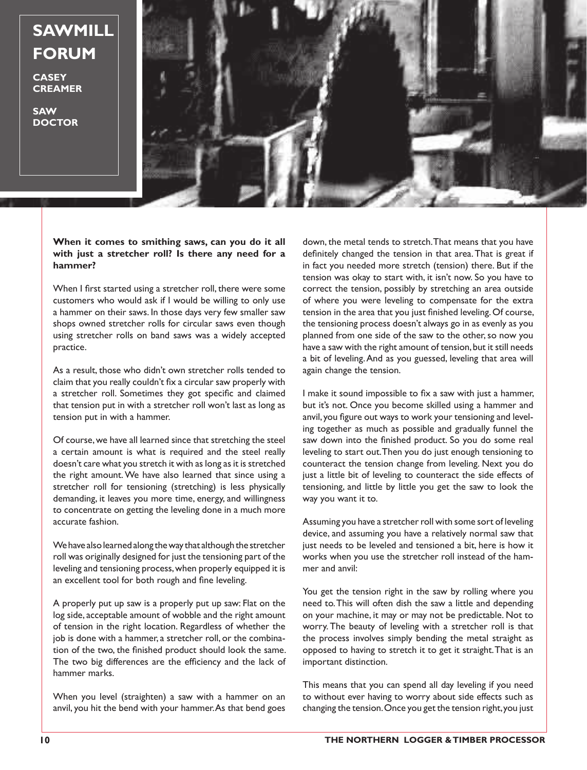# SAWMILL FORUM

**CASEY CREAMER**

**SAW DOCTOR**

**When it comes to smithing saws, can you do it all with just a stretcher roll? Is there any need for a hammer?**

When I first started using a stretcher roll, there were some customers who would ask if I would be willing to only use a hammer on their saws. In those days very few smaller saw shops owned stretcher rolls for circular saws even though using stretcher rolls on band saws was a widely accepted practice.

As a result, those who didn't own stretcher rolls tended to claim that you really couldn't fix a circular saw properly with a stretcher roll. Sometimes they got specific and claimed that tension put in with a stretcher roll won't last as long as tension put in with a hammer.

Of course, we have all learned since that stretching the steel a certain amount is what is required and the steel really doesn't care what you stretch it with as long as it is stretched the right amount. We have also learned that since using a stretcher roll for tensioning (stretching) is less physically demanding, it leaves you more time, energy, and willingness to concentrate on getting the leveling done in a much more accurate fashion.

We have also learned along the way that although the stretcher roll was originally designed for just the tensioning part of the leveling and tensioning process, when properly equipped it is an excellent tool for both rough and fine leveling.

A properly put up saw is a properly put up saw: Flat on the log side, acceptable amount of wobble and the right amount of tension in the right location. Regardless of whether the job is done with a hammer, a stretcher roll, or the combination of the two, the finished product should look the same. The two big differences are the efficiency and the lack of hammer marks.

When you level (straighten) a saw with a hammer on an anvil, you hit the bend with your hammer. As that bend goes down, the metal tends to stretch. That means that you have definitely changed the tension in that area. That is great if in fact you needed more stretch (tension) there. But if the tension was okay to start with, it isn't now. So you have to correct the tension, possibly by stretching an area outside of where you were leveling to compensate for the extra tension in the area that you just finished leveling. Of course, the tensioning process doesn't always go in as evenly as you planned from one side of the saw to the other, so now you have a saw with the right amount of tension, but it still needs a bit of leveling. And as you guessed, leveling that area will again change the tension.

I make it sound impossible to fix a saw with just a hammer, but it's not. Once you become skilled using a hammer and anvil, you figure out ways to work your tensioning and leveling together as much as possible and gradually funnel the saw down into the finished product. So you do some real leveling to start out. Then you do just enough tensioning to counteract the tension change from leveling. Next you do just a little bit of leveling to counteract the side effects of tensioning, and little by little you get the saw to look the way you want it to.

Assuming you have a stretcher roll with some sort of leveling device, and assuming you have a relatively normal saw that just needs to be leveled and tensioned a bit, here is how it works when you use the stretcher roll instead of the hammer and anvil:

You get the tension right in the saw by rolling where you need to. This will often dish the saw a little and depending on your machine, it may or may not be predictable. Not to worry. The beauty of leveling with a stretcher roll is that the process involves simply bending the metal straight as opposed to having to stretch it to get it straight. That is an important distinction.

This means that you can spend all day leveling if you need to without ever having to worry about side effects such as changing the tension. Once you get the tension right, you just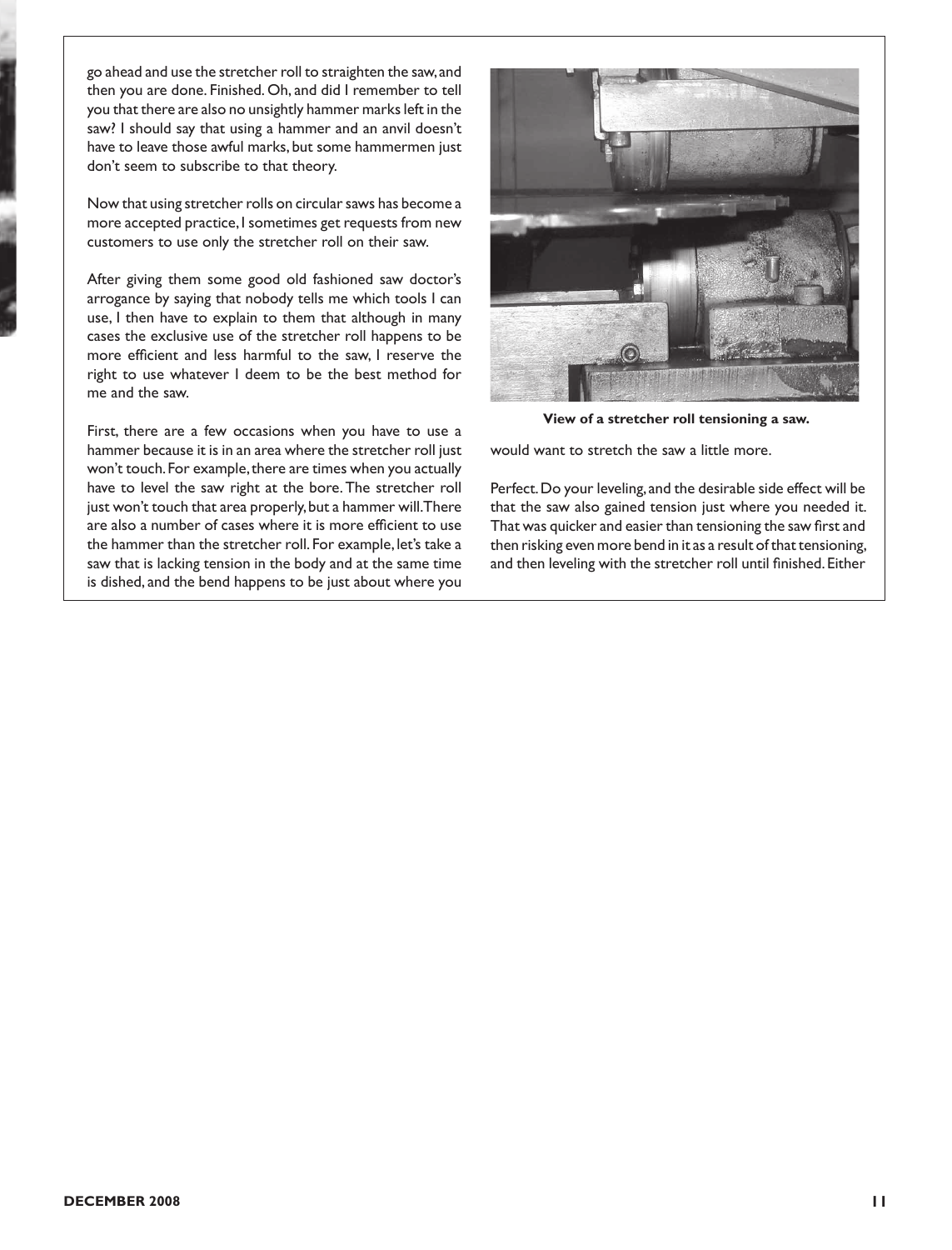go ahead and use the stretcher roll to straighten the saw, and then you are done. Finished. Oh, and did I remember to tell you that there are also no unsightly hammer marks left in the saw? I should say that using a hammer and an anvil doesn't have to leave those awful marks, but some hammermen just don't seem to subscribe to that theory.

Now that using stretcher rolls on circular saws has become a more accepted practice, I sometimes get requests from new customers to use only the stretcher roll on their saw.

After giving them some good old fashioned saw doctor's arrogance by saying that nobody tells me which tools I can use, I then have to explain to them that although in many cases the exclusive use of the stretcher roll happens to be more efficient and less harmful to the saw, I reserve the right to use whatever I deem to be the best method for me and the saw.

First, there are a few occasions when you have to use a hammer because it is in an area where the stretcher roll just won't touch. For example, there are times when you actually have to level the saw right at the bore. The stretcher roll just won't touch that area properly, but a hammer will. There are also a number of cases where it is more efficient to use the hammer than the stretcher roll. For example, let's take a saw that is lacking tension in the body and at the same time is dished, and the bend happens to be just about where you would want to stretch the saw a little more.

**View of a stretcher roll tensioning a saw.**

Perfect. Do your leveling, and the desirable side effect will be that the saw also gained tension just where you needed it. That was quicker and easier than tensioning the saw first and then risking even more bend in it as a result of that tensioning, and then leveling with the stretcher roll until finished. Either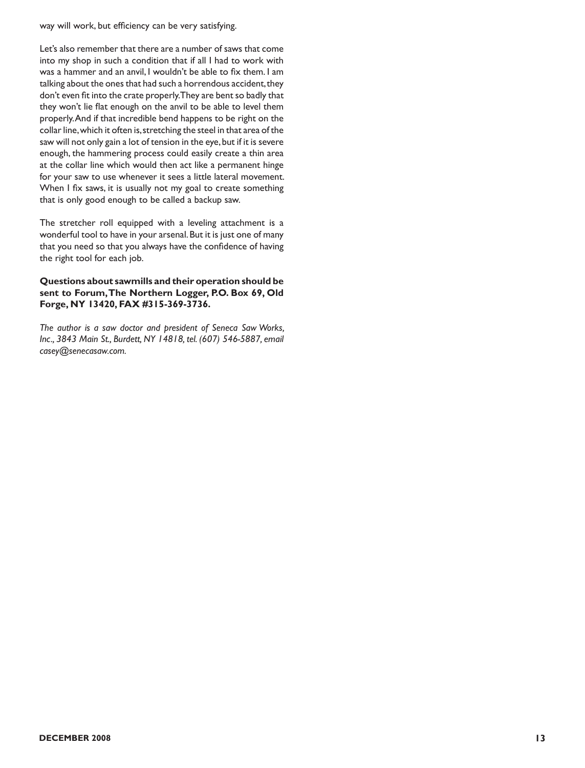way will work, but efficiency can be very satisfying.

Let's also remember that there are a number of saws that come into my shop in such a condition that if all I had to work with was a hammer and an anvil, I wouldn't be able to fix them. I am talking about the ones that had such a horrendous accident, they don't even fit into the crate properly. They are bent so badly that they won't lie flat enough on the anvil to be able to level them properly. And if that incredible bend happens to be right on the collar line, which it often is, stretching the steel in that area of the saw will not only gain a lot of tension in the eye, but if it is severe enough, the hammering process could easily create a thin area at the collar line which would then act like a permanent hinge for your saw to use whenever it sees a little lateral movement. When I fix saws, it is usually not my goal to create something that is only good enough to be called a backup saw.

The stretcher roll equipped with a leveling attachment is a wonderful tool to have in your arsenal. But it is just one of many that you need so that you always have the confidence of having the right tool for each job.

**Questions about sawmills and their operation should be sent to Forum, The Northern Logger, P.O. Box 69, Old Forge, NY 13420, FAX #315-369-3736.**

*The author is a saw doctor and president of Seneca Saw Works, Inc., 3843 Main St., Burdett, NY 14818, tel. (607) 546-5887, email casey@senecasaw.com.*